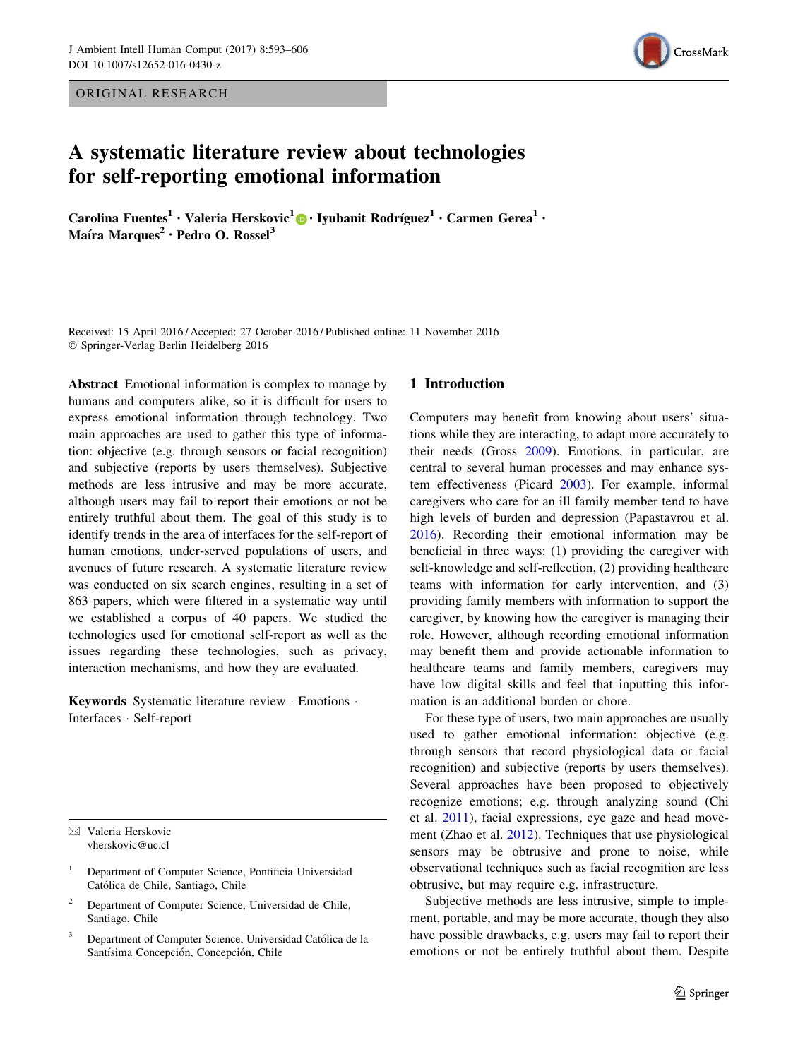ORIGINAL RESEARCH

# A systematic literature review about technologies for self-reporting emotional information

Carolina Fuentes[1] · Valeria Herskovic[1] · Iyubanit Rodríguez[1] · Carmen Gerea[1] · Maíra Marques[2] · Pedro O. Rossel[3]

Received: 15 April 2016 / Accepted: 27 October 2016 / Published online: 11 November 2016
© Springer-Verlag Berlin Heidelberg 2016

**Abstract** Emotional information is complex to manage by humans and computers alike, so it is difficult for users to express emotional information through technology. Two main approaches are used to gather this type of information: objective (e.g. through sensors or facial recognition) and subjective (reports by users themselves). Subjective methods are less intrusive and may be more accurate, although users may fail to report their emotions or not be entirely truthful about them. The goal of this study is to identify trends in the area of interfaces for the self-report of human emotions, under-served populations of users, and avenues of future research. A systematic literature review was conducted on six search engines, resulting in a set of 863 papers, which were filtered in a systematic way until we established a corpus of 40 papers. We studied the technologies used for emotional self-report as well as the issues regarding these technologies, such as privacy, interaction mechanisms, and how they are evaluated.

**Keywords** Systematic literature review · Emotions · Interfaces · Self-report

✉ Valeria Herskovic
vherskovic@uc.cl

[1] Department of Computer Science, Pontificia Universidad Católica de Chile, Santiago, Chile

[2] Department of Computer Science, Universidad de Chile, Santiago, Chile

[3] Department of Computer Science, Universidad Católica de la Santísima Concepción, Concepción, Chile

## 1 Introduction

Computers may benefit from knowing about users' situations while they are interacting, to adapt more accurately to their needs (Gross 2009). Emotions, in particular, are central to several human processes and may enhance system effectiveness (Picard 2003). For example, informal caregivers who care for an ill family member tend to have high levels of burden and depression (Papastavrou et al. 2016). Recording their emotional information may be beneficial in three ways: (1) providing the caregiver with self-knowledge and self-reflection, (2) providing healthcare teams with information for early intervention, and (3) providing family members with information to support the caregiver, by knowing how the caregiver is managing their role. However, although recording emotional information may benefit them and provide actionable information to healthcare teams and family members, caregivers may have low digital skills and feel that inputting this information is an additional burden or chore.

For these type of users, two main approaches are usually used to gather emotional information: objective (e.g. through sensors that record physiological data or facial recognition) and subjective (reports by users themselves). Several approaches have been proposed to objectively recognize emotions; e.g. through analyzing sound (Chi et al. 2011), facial expressions, eye gaze and head movement (Zhao et al. 2012). Techniques that use physiological sensors may be obtrusive and prone to noise, while observational techniques such as facial recognition are less obtrusive, but may require e.g. infrastructure.

Subjective methods are less intrusive, simple to implement, portable, and may be more accurate, though they also have possible drawbacks, e.g. users may fail to report their emotions or not be entirely truthful about them. Despite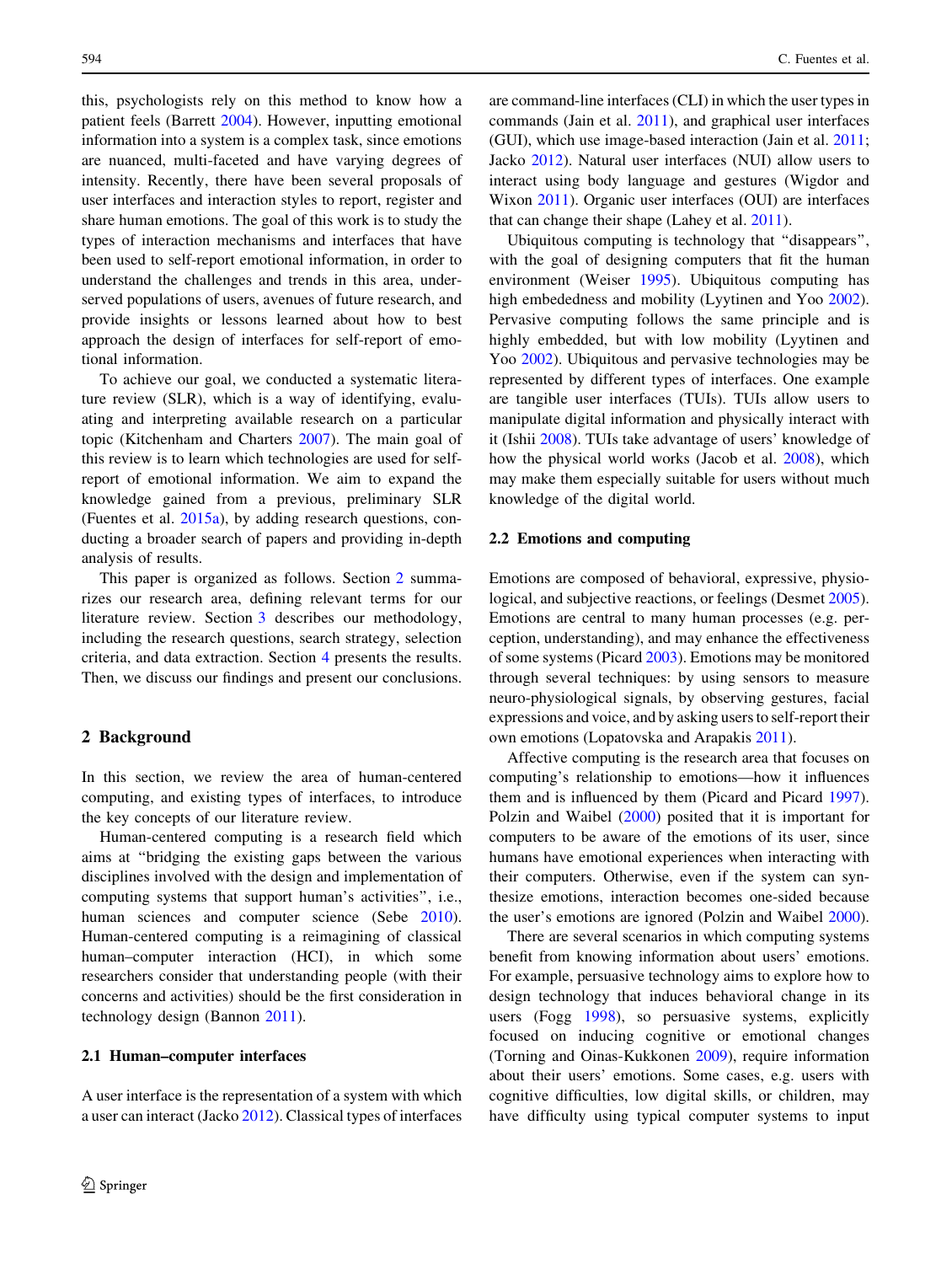this, psychologists rely on this method to know how a patient feels (Barrett 2004). However, inputting emotional information into a system is a complex task, since emotions are nuanced, multi-faceted and have varying degrees of intensity. Recently, there have been several proposals of user interfaces and interaction styles to report, register and share human emotions. The goal of this work is to study the types of interaction mechanisms and interfaces that have been used to self-report emotional information, in order to understand the challenges and trends in this area, underserved populations of users, avenues of future research, and provide insights or lessons learned about how to best approach the design of interfaces for self-report of emotional information.

To achieve our goal, we conducted a systematic literature review (SLR), which is a way of identifying, evaluating and interpreting available research on a particular topic (Kitchenham and Charters 2007). The main goal of this review is to learn which technologies are used for self-report of emotional information. We aim to expand the knowledge gained from a previous, preliminary SLR (Fuentes et al. 2015a), by adding research questions, conducting a broader search of papers and providing in-depth analysis of results.

This paper is organized as follows. Section 2 summarizes our research area, defining relevant terms for our literature review. Section 3 describes our methodology, including the research questions, search strategy, selection criteria, and data extraction. Section 4 presents the results. Then, we discuss our findings and present our conclusions.

## 2 Background

In this section, we review the area of human-centered computing, and existing types of interfaces, to introduce the key concepts of our literature review.

Human-centered computing is a research field which aims at "bridging the existing gaps between the various disciplines involved with the design and implementation of computing systems that support human's activities", i.e., human sciences and computer science (Sebe 2010). Human-centered computing is a reimagining of classical human–computer interaction (HCI), in which some researchers consider that understanding people (with their concerns and activities) should be the first consideration in technology design (Bannon 2011).

### 2.1 Human–computer interfaces

A user interface is the representation of a system with which a user can interact (Jacko 2012). Classical types of interfaces are command-line interfaces (CLI) in which the user types in commands (Jain et al. 2011), and graphical user interfaces (GUI), which use image-based interaction (Jain et al. 2011; Jacko 2012). Natural user interfaces (NUI) allow users to interact using body language and gestures (Wigdor and Wixon 2011). Organic user interfaces (OUI) are interfaces that can change their shape (Lahey et al. 2011).

Ubiquitous computing is technology that "disappears", with the goal of designing computers that fit the human environment (Weiser 1995). Ubiquitous computing has high embededness and mobility (Lyytinen and Yoo 2002). Pervasive computing follows the same principle and is highly embedded, but with low mobility (Lyytinen and Yoo 2002). Ubiquitous and pervasive technologies may be represented by different types of interfaces. One example are tangible user interfaces (TUIs). TUIs allow users to manipulate digital information and physically interact with it (Ishii 2008). TUIs take advantage of users' knowledge of how the physical world works (Jacob et al. 2008), which may make them especially suitable for users without much knowledge of the digital world.

### 2.2 Emotions and computing

Emotions are composed of behavioral, expressive, physiological, and subjective reactions, or feelings (Desmet 2005). Emotions are central to many human processes (e.g. perception, understanding), and may enhance the effectiveness of some systems (Picard 2003). Emotions may be monitored through several techniques: by using sensors to measure neuro-physiological signals, by observing gestures, facial expressions and voice, and by asking users to self-report their own emotions (Lopatovska and Arapakis 2011).

Affective computing is the research area that focuses on computing's relationship to emotions—how it influences them and is influenced by them (Picard and Picard 1997). Polzin and Waibel (2000) posited that it is important for computers to be aware of the emotions of its user, since humans have emotional experiences when interacting with their computers. Otherwise, even if the system can synthesize emotions, interaction becomes one-sided because the user's emotions are ignored (Polzin and Waibel 2000).

There are several scenarios in which computing systems benefit from knowing information about users' emotions. For example, persuasive technology aims to explore how to design technology that induces behavioral change in its users (Fogg 1998), so persuasive systems, explicitly focused on inducing cognitive or emotional changes (Torning and Oinas-Kukkonen 2009), require information about their users' emotions. Some cases, e.g. users with cognitive difficulties, low digital skills, or children, may have difficulty using typical computer systems to input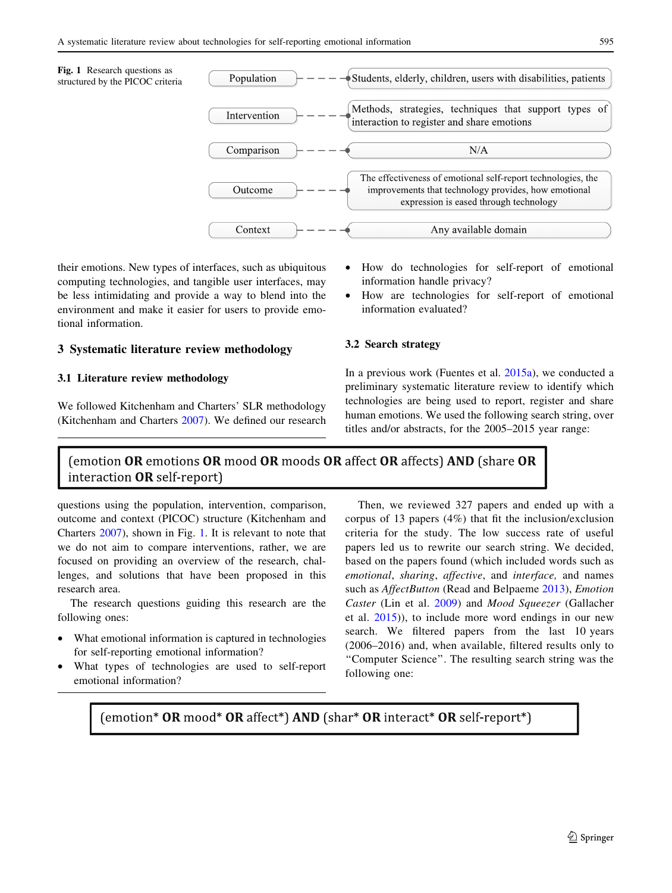**Fig. 1** Research questions as structured by the PICOC criteria

| | |
|---|---|
| Population | Students, elderly, children, users with disabilities, patients |
| Intervention | Methods, strategies, techniques that support types of interaction to register and share emotions |
| Comparison | N/A |
| Outcome | The effectiveness of emotional self-report technologies, the improvements that technology provides, how emotional expression is eased through technology |
| Context | Any available domain |

their emotions. New types of interfaces, such as ubiquitous computing technologies, and tangible user interfaces, may be less intimidating and provide a way to blend into the environment and make it easier for users to provide emotional information.

## 3 Systematic literature review methodology

### 3.1 Literature review methodology

We followed Kitchenham and Charters' SLR methodology (Kitchenham and Charters 2007). We defined our research questions using the population, intervention, comparison, outcome and context (PICOC) structure (Kitchenham and Charters 2007), shown in Fig. 1. It is relevant to note that we do not aim to compare interventions, rather, we are focused on providing an overview of the research, challenges, and solutions that have been proposed in this research area.

The research questions guiding this research are the following ones:

- What emotional information is captured in technologies for self-reporting emotional information?
- What types of technologies are used to self-report emotional information?
- How do technologies for self-report of emotional information handle privacy?
- How are technologies for self-report of emotional information evaluated?

### 3.2 Search strategy

In a previous work (Fuentes et al. 2015a), we conducted a preliminary systematic literature review to identify which technologies are being used to report, register and share human emotions. We used the following search string, over titles and/or abstracts, for the 2005–2015 year range:

> (emotion **OR** emotions **OR** mood **OR** moods **OR** affect **OR** affects) **AND** (share **OR** interaction **OR** self-report)

Then, we reviewed 327 papers and ended up with a corpus of 13 papers (4%) that fit the inclusion/exclusion criteria for the study. The low success rate of useful papers led us to rewrite our search string. We decided, based on the papers found (which included words such as *emotional*, *sharing*, *affective*, and *interface,* and names such as *AffectButton* (Read and Belpaeme 2013), *Emotion Caster* (Lin et al. 2009) and *Mood Squeezer* (Gallacher et al. 2015)), to include more word endings in our new search. We filtered papers from the last 10 years (2006–2016) and, when available, filtered results only to "Computer Science". The resulting search string was the following one:

> (emotion* **OR** mood* **OR** affect*) **AND** (shar* **OR** interact* **OR** self-report*)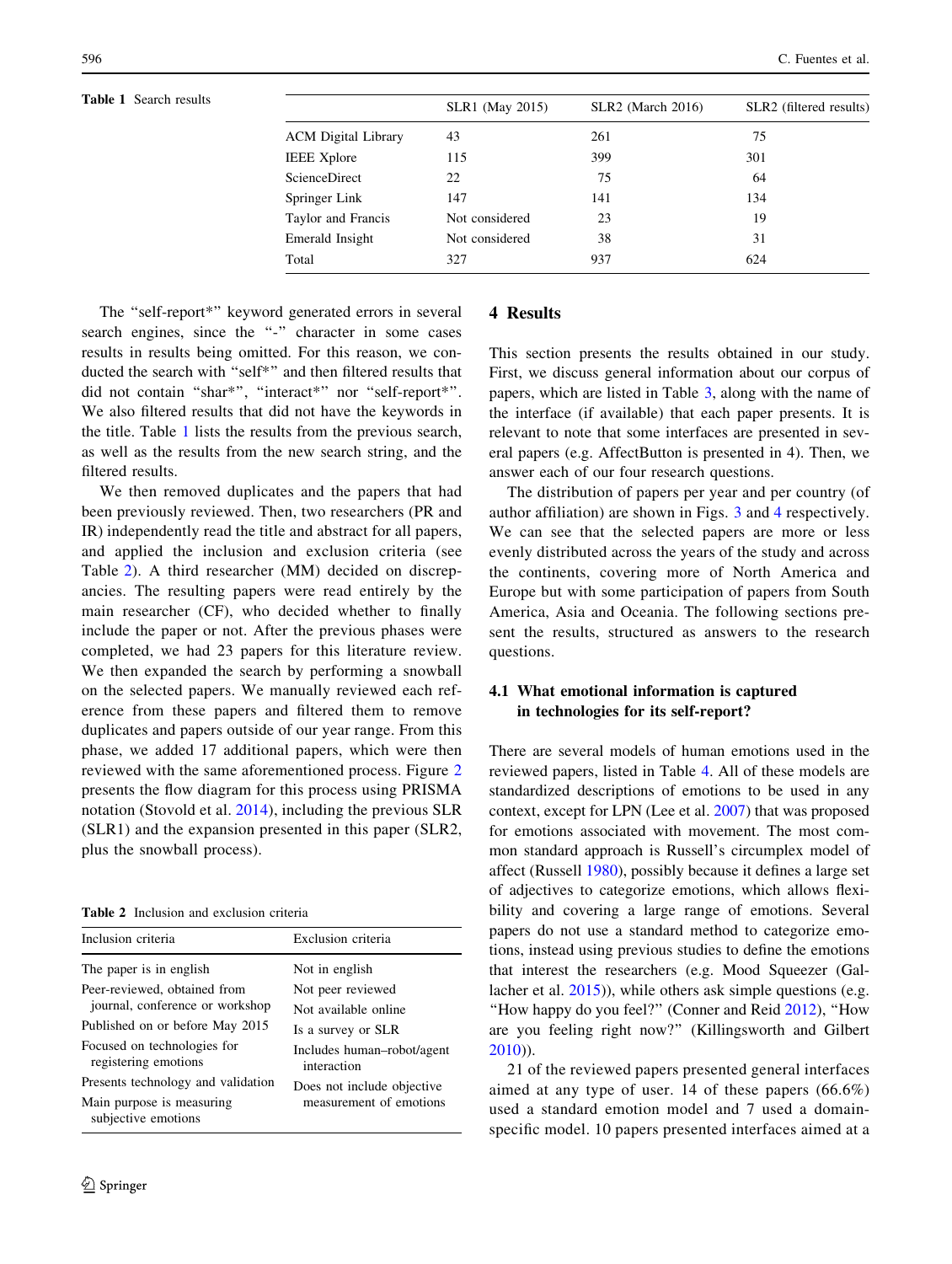**Table 1** Search results

| | SLR1 (May 2015) | SLR2 (March 2016) | SLR2 (filtered results) |
|---|---|---|---|
| ACM Digital Library | 43 | 261 | 75 |
| IEEE Xplore | 115 | 399 | 301 |
| ScienceDirect | 22 | 75 | 64 |
| Springer Link | 147 | 141 | 134 |
| Taylor and Francis | Not considered | 23 | 19 |
| Emerald Insight | Not considered | 38 | 31 |
| Total | 327 | 937 | 624 |

The "self-report*" keyword generated errors in several search engines, since the "-" character in some cases results in results being omitted. For this reason, we conducted the search with "self*" and then filtered results that did not contain "shar*", "interact*" nor "self-report*". We also filtered results that did not have the keywords in the title. Table 1 lists the results from the previous search, as well as the results from the new search string, and the filtered results.

We then removed duplicates and the papers that had been previously reviewed. Then, two researchers (PR and IR) independently read the title and abstract for all papers, and applied the inclusion and exclusion criteria (see Table 2). A third researcher (MM) decided on discrepancies. The resulting papers were read entirely by the main researcher (CF), who decided whether to finally include the paper or not. After the previous phases were completed, we had 23 papers for this literature review. We then expanded the search by performing a snowball on the selected papers. We manually reviewed each reference from these papers and filtered them to remove duplicates and papers outside of our year range. From this phase, we added 17 additional papers, which were then reviewed with the same aforementioned process. Figure 2 presents the flow diagram for this process using PRISMA notation (Stovold et al. 2014), including the previous SLR (SLR1) and the expansion presented in this paper (SLR2, plus the snowball process).

**Table 2** Inclusion and exclusion criteria

| Inclusion criteria | Exclusion criteria |
|---|---|
| The paper is in english | Not in english |
| Peer-reviewed, obtained from journal, conference or workshop | Not peer reviewed |
| | Not available online |
| Published on or before May 2015 | Is a survey or SLR |
| Focused on technologies for registering emotions | Includes human–robot/agent interaction |
| Presents technology and validation | Does not include objective measurement of emotions |
| Main purpose is measuring subjective emotions | |

## 4 Results

This section presents the results obtained in our study. First, we discuss general information about our corpus of papers, which are listed in Table 3, along with the name of the interface (if available) that each paper presents. It is relevant to note that some interfaces are presented in several papers (e.g. AffectButton is presented in 4). Then, we answer each of our four research questions.

The distribution of papers per year and per country (of author affiliation) are shown in Figs. 3 and 4 respectively. We can see that the selected papers are more or less evenly distributed across the years of the study and across the continents, covering more of North America and Europe but with some participation of papers from South America, Asia and Oceania. The following sections present the results, structured as answers to the research questions.

### 4.1 What emotional information is captured in technologies for its self-report?

There are several models of human emotions used in the reviewed papers, listed in Table 4. All of these models are standardized descriptions of emotions to be used in any context, except for LPN (Lee et al. 2007) that was proposed for emotions associated with movement. The most common standard approach is Russell's circumplex model of affect (Russell 1980), possibly because it defines a large set of adjectives to categorize emotions, which allows flexibility and covering a large range of emotions. Several papers do not use a standard method to categorize emotions, instead using previous studies to define the emotions that interest the researchers (e.g. Mood Squeezer (Gallacher et al. 2015)), while others ask simple questions (e.g. "How happy do you feel?" (Conner and Reid 2012), "How are you feeling right now?" (Killingsworth and Gilbert 2010)).

21 of the reviewed papers presented general interfaces aimed at any type of user. 14 of these papers (66.6%) used a standard emotion model and 7 used a domain-specific model. 10 papers presented interfaces aimed at a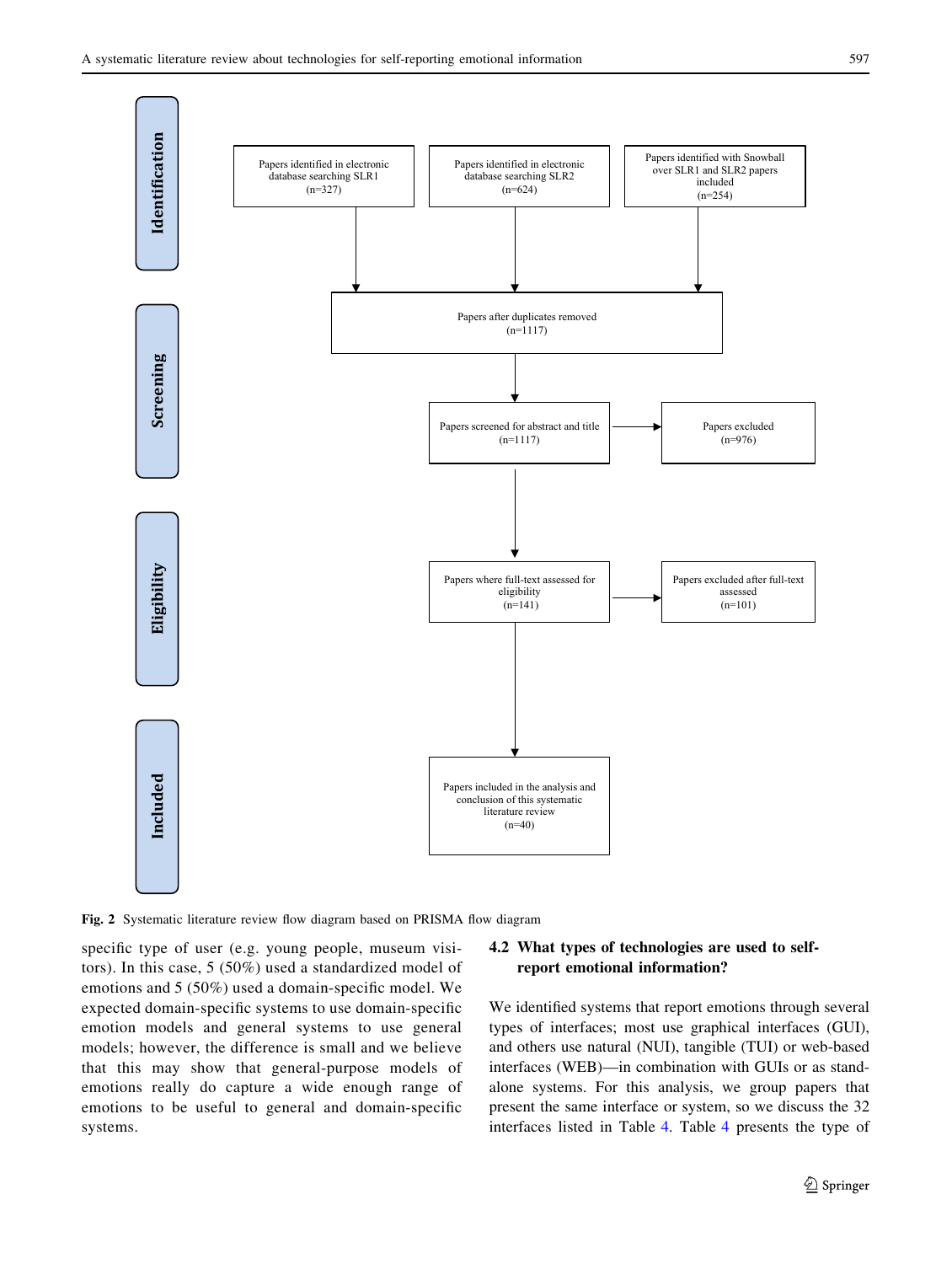Identification

Papers identified in electronic database searching SLR1 (n=327)

Papers identified in electronic database searching SLR2 (n=624)

Papers identified with Snowball over SLR1 and SLR2 papers included (n=254)

Screening

Papers after duplicates removed (n=1117)

Papers screened for abstract and title (n=1117)

Papers excluded (n=976)

Eligibility

Papers where full-text assessed for eligibility (n=141)

Papers excluded after full-text assessed (n=101)

Included

Papers included in the analysis and conclusion of this systematic literature review (n=40)

**Fig. 2** Systematic literature review flow diagram based on PRISMA flow diagram

specific type of user (e.g. young people, museum visitors). In this case, 5 (50%) used a standardized model of emotions and 5 (50%) used a domain-specific model. We expected domain-specific systems to use domain-specific emotion models and general systems to use general models; however, the difference is small and we believe that this may show that general-purpose models of emotions really do capture a wide enough range of emotions to be useful to general and domain-specific systems.

### 4.2 What types of technologies are used to self-report emotional information?

We identified systems that report emotions through several types of interfaces; most use graphical interfaces (GUI), and others use natural (NUI), tangible (TUI) or web-based interfaces (WEB)—in combination with GUIs or as stand-alone systems. For this analysis, we group papers that present the same interface or system, so we discuss the 32 interfaces listed in Table 4. Table 4 presents the type of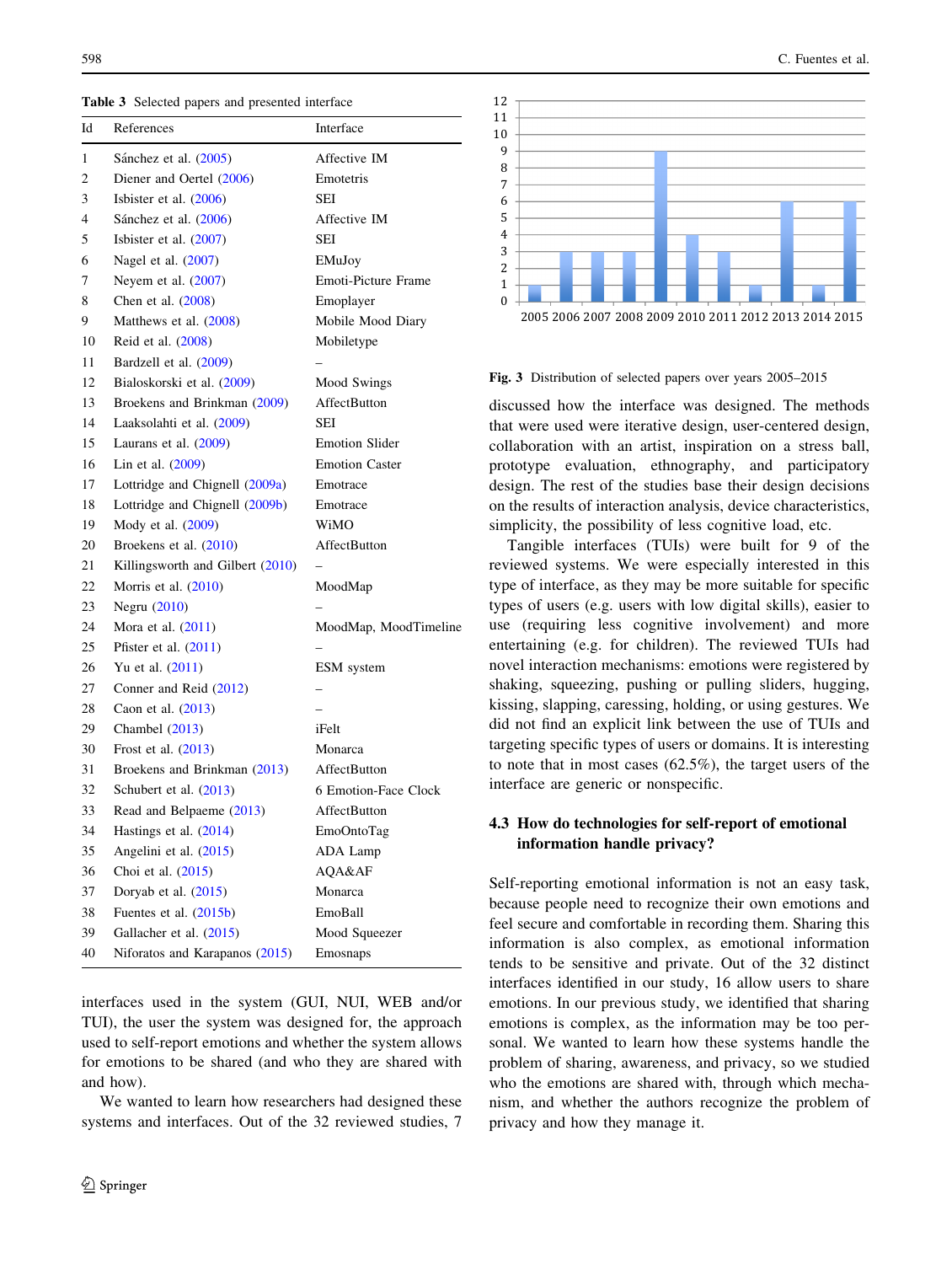**Table 3** Selected papers and presented interface

| Id | References | Interface |
|---|---|---|
| 1 | Sánchez et al. (2005) | Affective IM |
| 2 | Diener and Oertel (2006) | Emotetris |
| 3 | Isbister et al. (2006) | SEI |
| 4 | Sánchez et al. (2006) | Affective IM |
| 5 | Isbister et al. (2007) | SEI |
| 6 | Nagel et al. (2007) | EMuJoy |
| 7 | Neyem et al. (2007) | Emoti-Picture Frame |
| 8 | Chen et al. (2008) | Emoplayer |
| 9 | Matthews et al. (2008) | Mobile Mood Diary |
| 10 | Reid et al. (2008) | Mobiletype |
| 11 | Bardzell et al. (2009) | – |
| 12 | Bialoskorski et al. (2009) | Mood Swings |
| 13 | Broekens and Brinkman (2009) | AffectButton |
| 14 | Laaksolahti et al. (2009) | SEI |
| 15 | Laurans et al. (2009) | Emotion Slider |
| 16 | Lin et al. (2009) | Emotion Caster |
| 17 | Lottridge and Chignell (2009a) | Emotrace |
| 18 | Lottridge and Chignell (2009b) | Emotrace |
| 19 | Mody et al. (2009) | WiMO |
| 20 | Broekens et al. (2010) | AffectButton |
| 21 | Killingsworth and Gilbert (2010) | – |
| 22 | Morris et al. (2010) | MoodMap |
| 23 | Negru (2010) | – |
| 24 | Mora et al. (2011) | MoodMap, MoodTimeline |
| 25 | Pfister et al. (2011) | – |
| 26 | Yu et al. (2011) | ESM system |
| 27 | Conner and Reid (2012) | – |
| 28 | Caon et al. (2013) | – |
| 29 | Chambel (2013) | iFelt |
| 30 | Frost et al. (2013) | Monarca |
| 31 | Broekens and Brinkman (2013) | AffectButton |
| 32 | Schubert et al. (2013) | 6 Emotion-Face Clock |
| 33 | Read and Belpaeme (2013) | AffectButton |
| 34 | Hastings et al. (2014) | EmoOntoTag |
| 35 | Angelini et al. (2015) | ADA Lamp |
| 36 | Choi et al. (2015) | AQA&AF |
| 37 | Doryab et al. (2015) | Monarca |
| 38 | Fuentes et al. (2015b) | EmoBall |
| 39 | Gallacher et al. (2015) | Mood Squeezer |
| 40 | Niforatos and Karapanos (2015) | Emosnaps |

interfaces used in the system (GUI, NUI, WEB and/or TUI), the user the system was designed for, the approach used to self-report emotions and whether the system allows for emotions to be shared (and who they are shared with and how).

We wanted to learn how researchers had designed these systems and interfaces. Out of the 32 reviewed studies, 7

| Year | 2005 | 2006 | 2007 | 2008 | 2009 | 2010 | 2011 | 2012 | 2013 | 2014 | 2015 |
|---|---|---|---|---|---|---|---|---|---|---|---|
| Papers | 1 | 3 | 3 | 3 | 9 | 4 | 3 | 1 | 6 | 1 | 6 |

**Fig. 3** Distribution of selected papers over years 2005–2015

discussed how the interface was designed. The methods that were used were iterative design, user-centered design, collaboration with an artist, inspiration on a stress ball, prototype evaluation, ethnography, and participatory design. The rest of the studies base their design decisions on the results of interaction analysis, device characteristics, simplicity, the possibility of less cognitive load, etc.

Tangible interfaces (TUIs) were built for 9 of the reviewed systems. We were especially interested in this type of interface, as they may be more suitable for specific types of users (e.g. users with low digital skills), easier to use (requiring less cognitive involvement) and more entertaining (e.g. for children). The reviewed TUIs had novel interaction mechanisms: emotions were registered by shaking, squeezing, pushing or pulling sliders, hugging, kissing, slapping, caressing, holding, or using gestures. We did not find an explicit link between the use of TUIs and targeting specific types of users or domains. It is interesting to note that in most cases (62.5%), the target users of the interface are generic or nonspecific.

### 4.3 How do technologies for self-report of emotional information handle privacy?

Self-reporting emotional information is not an easy task, because people need to recognize their own emotions and feel secure and comfortable in recording them. Sharing this information is also complex, as emotional information tends to be sensitive and private. Out of the 32 distinct interfaces identified in our study, 16 allow users to share emotions. In our previous study, we identified that sharing emotions is complex, as the information may be too personal. We wanted to learn how these systems handle the problem of sharing, awareness, and privacy, so we studied who the emotions are shared with, through which mechanism, and whether the authors recognize the problem of privacy and how they manage it.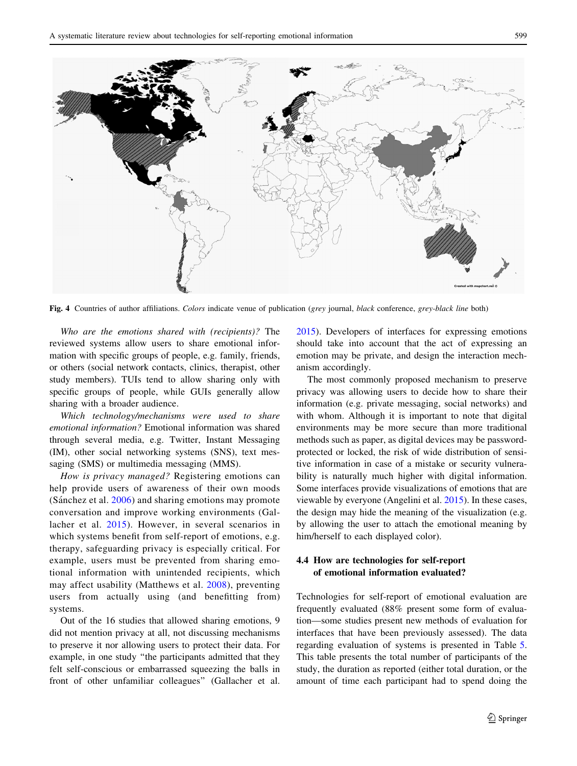Fig. 4 Countries of author affiliations. *Colors* indicate venue of publication (*grey* journal, *black* conference, *grey-black line* both)

*Who are the emotions shared with (recipients)?* The reviewed systems allow users to share emotional information with specific groups of people, e.g. family, friends, or others (social network contacts, clinics, therapist, other study members). TUIs tend to allow sharing only with specific groups of people, while GUIs generally allow sharing with a broader audience.

*Which technology/mechanisms were used to share emotional information?* Emotional information was shared through several media, e.g. Twitter, Instant Messaging (IM), other social networking systems (SNS), text messaging (SMS) or multimedia messaging (MMS).

*How is privacy managed?* Registering emotions can help provide users of awareness of their own moods (Sánchez et al. 2006) and sharing emotions may promote conversation and improve working environments (Gallacher et al. 2015). However, in several scenarios in which systems benefit from self-report of emotions, e.g. therapy, safeguarding privacy is especially critical. For example, users must be prevented from sharing emotional information with unintended recipients, which may affect usability (Matthews et al. 2008), preventing users from actually using (and benefitting from) systems.

Out of the 16 studies that allowed sharing emotions, 9 did not mention privacy at all, not discussing mechanisms to preserve it nor allowing users to protect their data. For example, in one study "the participants admitted that they felt self-conscious or embarrassed squeezing the balls in front of other unfamiliar colleagues" (Gallacher et al. 2015). Developers of interfaces for expressing emotions should take into account that the act of expressing an emotion may be private, and design the interaction mechanism accordingly.

The most commonly proposed mechanism to preserve privacy was allowing users to decide how to share their information (e.g. private messaging, social networks) and with whom. Although it is important to note that digital environments may be more secure than more traditional methods such as paper, as digital devices may be password-protected or locked, the risk of wide distribution of sensitive information in case of a mistake or security vulnerability is naturally much higher with digital information. Some interfaces provide visualizations of emotions that are viewable by everyone (Angelini et al. 2015). In these cases, the design may hide the meaning of the visualization (e.g. by allowing the user to attach the emotional meaning by him/herself to each displayed color).

### 4.4 How are technologies for self-report of emotional information evaluated?

Technologies for self-report of emotional evaluation are frequently evaluated (88% present some form of evaluation—some studies present new methods of evaluation for interfaces that have been previously assessed). The data regarding evaluation of systems is presented in Table 5. This table presents the total number of participants of the study, the duration as reported (either total duration, or the amount of time each participant had to spend doing the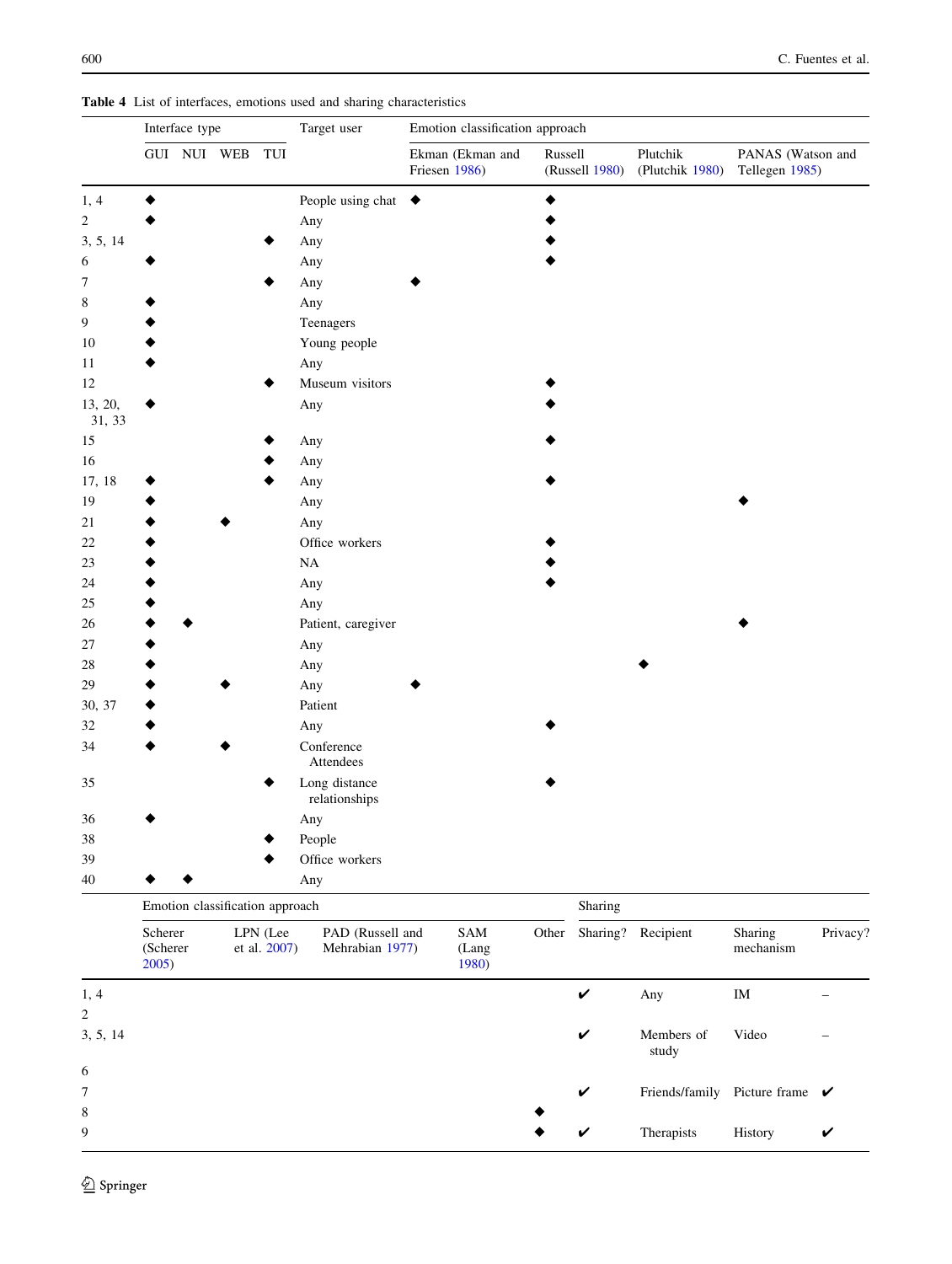**Table 4** List of interfaces, emotions used and sharing characteristics

| | Interface type | | | | Target user | Emotion classification approach | | | |
|---|---|---|---|---|---|---|---|---|---|
| | GUI | NUI | WEB | TUI | | Ekman (Ekman and Friesen 1986) | Russell (Russell 1980) | Plutchik (Plutchik 1980) | PANAS (Watson and Tellegen 1985) |
| 1, 4 | ◆ | | | | People using chat | ◆ | ◆ | | |
| 2 | ◆ | | | | Any | | ◆ | | |
| 3, 5, 14 | | | | ◆ | Any | | ◆ | | |
| 6 | ◆ | | | | Any | | ◆ | | |
| 7 | | | | ◆ | Any | ◆ | | | |
| 8 | ◆ | | | | Any | | | | |
| 9 | ◆ | | | | Teenagers | | | | |
| 10 | ◆ | | | | Young people | | | | |
| 11 | ◆ | | | | Any | | | | |
| 12 | | | | ◆ | Museum visitors | | ◆ | | |
| 13, 20, 31, 33 | ◆ | | | | Any | | ◆ | | |
| 15 | | | | ◆ | Any | | ◆ | | |
| 16 | | | | ◆ | Any | | | | |
| 17, 18 | ◆ | | | ◆ | Any | | ◆ | | |
| 19 | ◆ | | | | Any | | | | ◆ |
| 21 | ◆ | | ◆ | | Any | | | | |
| 22 | ◆ | | | | Office workers | | ◆ | | |
| 23 | ◆ | | | | NA | | ◆ | | |
| 24 | ◆ | | | | Any | | ◆ | | |
| 25 | ◆ | | | | Any | | | | |
| 26 | ◆ | ◆ | | | Patient, caregiver | | | | ◆ |
| 27 | ◆ | | | | Any | | | | |
| 28 | ◆ | | | | Any | | | ◆ | |
| 29 | ◆ | | ◆ | | Any | ◆ | | | |
| 30, 37 | ◆ | | | | Patient | | | | |
| 32 | ◆ | | | | Any | | ◆ | | |
| 34 | ◆ | | ◆ | | Conference Attendees | | | | |
| 35 | | | | ◆ | Long distance relationships | | ◆ | | |
| 36 | ◆ | | | | Any | | | | |
| 38 | | | | ◆ | People | | | | |
| 39 | | | | ◆ | Office workers | | | | |
| 40 | ◆ | ◆ | | | Any | | | | |

| | Emotion classification approach | | | | | Sharing | | | |
|---|---|---|---|---|---|---|---|---|---|
| | Scherer (Scherer 2005) | LPN (Lee et al. 2007) | PAD (Russell and Mehrabian 1977) | SAM (Lang 1980) | Other | Sharing? | Recipient | Sharing mechanism | Privacy? |
| 1, 4 | | | | | | ✔ | Any | IM | – |
| 2 | | | | | | | | | |
| 3, 5, 14 | | | | | | ✔ | Members of study | Video | – |
| 6 | | | | | | | | | |
| 7 | | | | | | ✔ | Friends/family | Picture frame | ✔ |
| 8 | | | | | ◆ | | | | |
| 9 | | | | | ◆ | ✔ | Therapists | History | ✔ |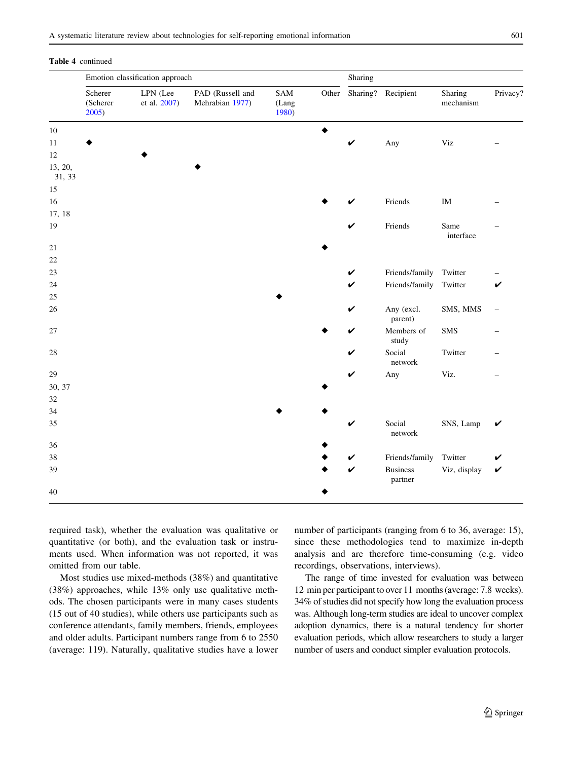**Table 4** continued

| | Emotion classification approach | | | | | Sharing | | | |
|---|---|---|---|---|---|---|---|---|---|
| | Scherer (Scherer 2005) | LPN (Lee et al. 2007) | PAD (Russell and Mehrabian 1977) | SAM (Lang 1980) | Other | Sharing? | Recipient | Sharing mechanism | Privacy? |
| 10 | | | | | ◆ | | | | |
| 11 | ◆ | | | | | ✔ | Any | Viz | – |
| 12 | | ◆ | | | | | | | |
| 13, 20, 31, 33 | | | ◆ | | | | | | |
| 15 | | | | | | | | | |
| 16 | | | | | ◆ | ✔ | Friends | IM | – |
| 17, 18 | | | | | | | | | |
| 19 | | | | | | ✔ | Friends | Same interface | – |
| 21 | | | | | ◆ | | | | |
| 22 | | | | | | | | | |
| 23 | | | | | | ✔ | Friends/family | Twitter | – |
| 24 | | | | | | ✔ | Friends/family | Twitter | ✔ |
| 25 | | | | ◆ | | | | | |
| 26 | | | | | | ✔ | Any (excl. parent) | SMS, MMS | – |
| 27 | | | | | ◆ | ✔ | Members of study | SMS | – |
| 28 | | | | | | ✔ | Social network | Twitter | – |
| 29 | | | | | | ✔ | Any | Viz. | – |
| 30, 37 | | | | | ◆ | | | | |
| 32 | | | | | | | | | |
| 34 | | | | ◆ | ◆ | | | | |
| 35 | | | | | | ✔ | Social network | SNS, Lamp | ✔ |
| 36 | | | | | ◆ | | | | |
| 38 | | | | | ◆ | ✔ | Friends/family | Twitter | ✔ |
| 39 | | | | | ◆ | ✔ | Business partner | Viz, display | ✔ |
| 40 | | | | | ◆ | | | | |

required task), whether the evaluation was qualitative or quantitative (or both), and the evaluation task or instruments used. When information was not reported, it was omitted from our table.

Most studies use mixed-methods (38%) and quantitative (38%) approaches, while 13% only use qualitative methods. The chosen participants were in many cases students (15 out of 40 studies), while others use participants such as conference attendants, family members, friends, employees and older adults. Participant numbers range from 6 to 2550 (average: 119). Naturally, qualitative studies have a lower number of participants (ranging from 6 to 36, average: 15), since these methodologies tend to maximize in-depth analysis and are therefore time-consuming (e.g. video recordings, observations, interviews).

The range of time invested for evaluation was between 12 min per participant to over 11 months (average: 7.8 weeks). 34% of studies did not specify how long the evaluation process was. Although long-term studies are ideal to uncover complex adoption dynamics, there is a natural tendency for shorter evaluation periods, which allow researchers to study a larger number of users and conduct simpler evaluation protocols.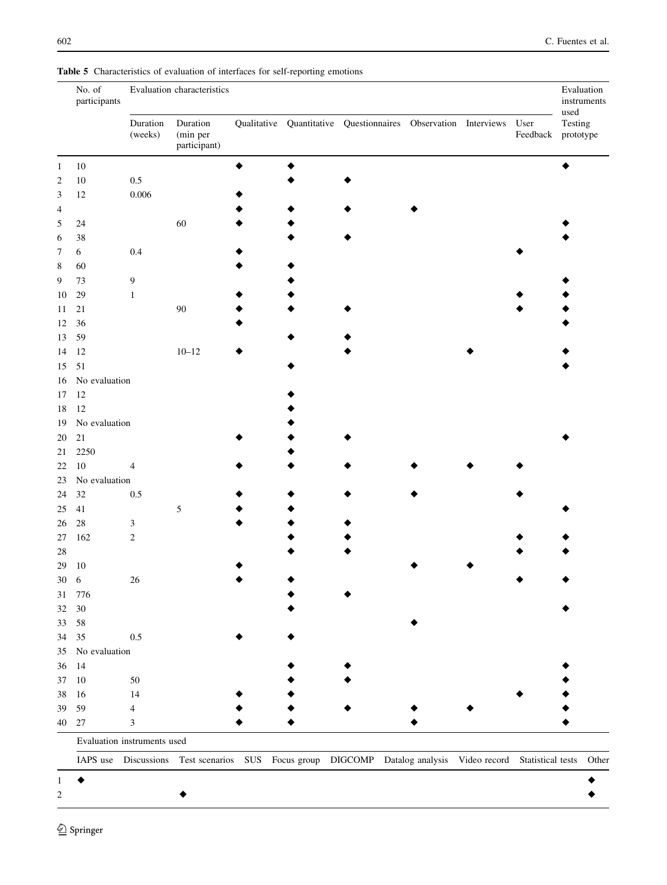**Table 5** Characteristics of evaluation of interfaces for self-reporting emotions

| | No. of participants | Evaluation characteristics | | | | | | | | Evaluation instruments used |
|---|---|---|---|---|---|---|---|---|---|---|
| | | Duration (weeks) | Duration (min per participant) | Qualitative | Quantitative | Questionnaires | Observation | Interviews | User Feedback | Testing prototype |
| 1 | 10 | | | ◆ | ◆ | | | | | ◆ |
| 2 | 10 | 0.5 | | | ◆ | ◆ | | | | |
| 3 | 12 | 0.006 | | ◆ | | | | | | |
| 4 | | | | ◆ | ◆ | ◆ | ◆ | | | |
| 5 | 24 | | 60 | ◆ | ◆ | | | | | ◆ |
| 6 | 38 | | | | ◆ | ◆ | | | | ◆ |
| 7 | 6 | 0.4 | | ◆ | | | | | ◆ | |
| 8 | 60 | | | ◆ | ◆ | | | | | |
| 9 | 73 | 9 | | | ◆ | | | | | ◆ |
| 10 | 29 | 1 | | ◆ | ◆ | | | | ◆ | ◆ |
| 11 | 21 | | 90 | ◆ | ◆ | ◆ | | | ◆ | ◆ |
| 12 | 36 | | | ◆ | | | | | | ◆ |
| 13 | 59 | | | | ◆ | ◆ | | | | |
| 14 | 12 | | 10–12 | ◆ | | ◆ | | ◆ | | ◆ |
| 15 | 51 | | | | ◆ | | | | | ◆ |
| 16 | No evaluation | | | | | | | | | |
| 17 | 12 | | | | ◆ | | | | | |
| 18 | 12 | | | | ◆ | | | | | |
| 19 | No evaluation | | | | ◆ | | | | | |
| 20 | 21 | | | ◆ | ◆ | ◆ | | | | ◆ |
| 21 | 2250 | | | | ◆ | | | | | |
| 22 | 10 | 4 | | ◆ | ◆ | ◆ | ◆ | ◆ | ◆ | |
| 23 | No evaluation | | | | | | | | | |
| 24 | 32 | 0.5 | | ◆ | ◆ | ◆ | ◆ | | ◆ | |
| 25 | 41 | | 5 | ◆ | ◆ | | | | | ◆ |
| 26 | 28 | 3 | | ◆ | ◆ | ◆ | | | | |
| 27 | 162 | 2 | | | ◆ | ◆ | | | ◆ | ◆ |
| 28 | | | | | ◆ | ◆ | | | ◆ | ◆ |
| 29 | 10 | | | ◆ | | | ◆ | ◆ | | |
| 30 | 6 | 26 | | ◆ | ◆ | | | | ◆ | ◆ |
| 31 | 776 | | | | ◆ | ◆ | | | | |
| 32 | 30 | | | | ◆ | | | | | ◆ |
| 33 | 58 | | | | | | ◆ | | | |
| 34 | 35 | 0.5 | | ◆ | ◆ | | | | | |
| 35 | No evaluation | | | | | | | | | |
| 36 | 14 | | | | ◆ | ◆ | | | | ◆ |
| 37 | 10 | 50 | | | ◆ | ◆ | | | | ◆ |
| 38 | 16 | 14 | | ◆ | ◆ | | | | ◆ | ◆ |
| 39 | 59 | 4 | | ◆ | ◆ | ◆ | ◆ | ◆ | | ◆ |
| 40 | 27 | 3 | | ◆ | ◆ | | ◆ | | | ◆ |

| | Evaluation instruments used | | | | | | | | | |
|---|---|---|---|---|---|---|---|---|---|---|
| | IAPS use | Discussions | Test scenarios | SUS | Focus group | DIGCOMP | Datalog analysis | Video record | Statistical tests | Other |
| 1 | ◆ | | | | | | | | | ◆ |
| 2 | | | ◆ | | | | | | | ◆ |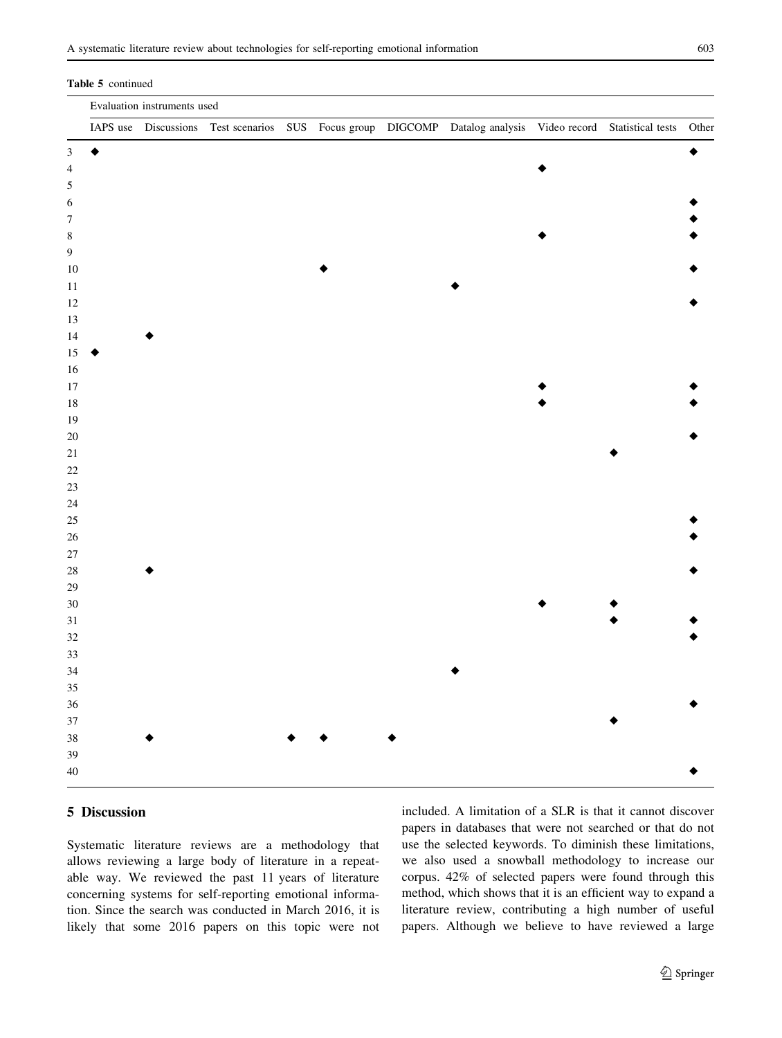**Table 5** continued

| | Evaluation instruments used | | | | | | | | | |
|---|---|---|---|---|---|---|---|---|---|---|
| | IAPS use | Discussions | Test scenarios | SUS | Focus group | DIGCOMP | Datalog analysis | Video record | Statistical tests | Other |
| 3 | ◆ | | | | | | | | | ◆ |
| 4 | | | | | | | | ◆ | | |
| 5 | | | | | | | | | | |
| 6 | | | | | | | | | | ◆ |
| 7 | | | | | | | | | | ◆ |
| 8 | | | | | | | | ◆ | | ◆ |
| 9 | | | | | | | | | | |
| 10 | | | | | ◆ | | | | | ◆ |
| 11 | | | | | | | ◆ | | | |
| 12 | | | | | | | | | | ◆ |
| 13 | | | | | | | | | | |
| 14 | | ◆ | | | | | | | | |
| 15 | ◆ | | | | | | | | | |
| 16 | | | | | | | | | | |
| 17 | | | | | | | | ◆ | | ◆ |
| 18 | | | | | | | | ◆ | | ◆ |
| 19 | | | | | | | | | | |
| 20 | | | | | | | | | | ◆ |
| 21 | | | | | | | | | ◆ | |
| 22 | | | | | | | | | | |
| 23 | | | | | | | | | | |
| 24 | | | | | | | | | | |
| 25 | | | | | | | | | | ◆ |
| 26 | | | | | | | | | | ◆ |
| 27 | | | | | | | | | | |
| 28 | | ◆ | | | | | | | | ◆ |
| 29 | | | | | | | | | | |
| 30 | | | | | | | | ◆ | ◆ | |
| 31 | | | | | | | | | ◆ | ◆ |
| 32 | | | | | | | | | | ◆ |
| 33 | | | | | | | | | | |
| 34 | | | | | | | ◆ | | | |
| 35 | | | | | | | | | | |
| 36 | | | | | | | | | | ◆ |
| 37 | | | | | | | | | ◆ | |
| 38 | | ◆ | | ◆ | ◆ | ◆ | | | | |
| 39 | | | | | | | | | | |
| 40 | | | | | | | | | | ◆ |

## 5 Discussion

Systematic literature reviews are a methodology that allows reviewing a large body of literature in a repeatable way. We reviewed the past 11 years of literature concerning systems for self-reporting emotional information. Since the search was conducted in March 2016, it is likely that some 2016 papers on this topic were not included. A limitation of a SLR is that it cannot discover papers in databases that were not searched or that do not use the selected keywords. To diminish these limitations, we also used a snowball methodology to increase our corpus. 42% of selected papers were found through this method, which shows that it is an efficient way to expand a literature review, contributing a high number of useful papers. Although we believe to have reviewed a large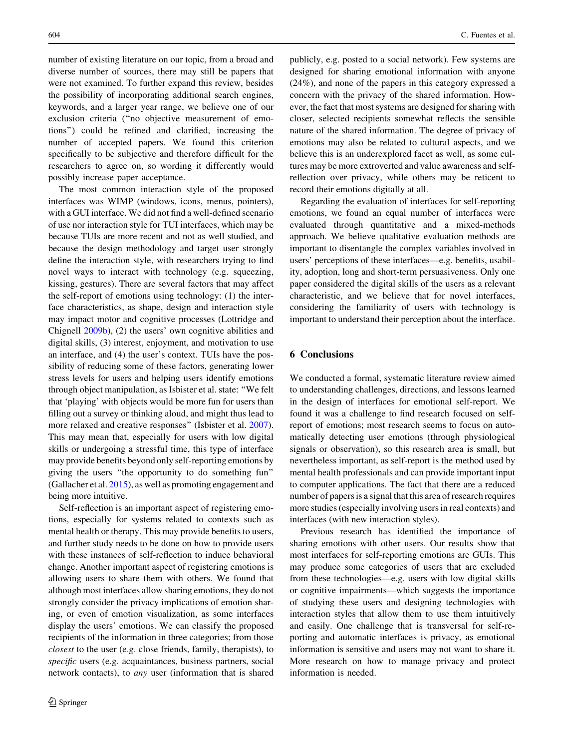number of existing literature on our topic, from a broad and diverse number of sources, there may still be papers that were not examined. To further expand this review, besides the possibility of incorporating additional search engines, keywords, and a larger year range, we believe one of our exclusion criteria ("no objective measurement of emotions") could be refined and clarified, increasing the number of accepted papers. We found this criterion specifically to be subjective and therefore difficult for the researchers to agree on, so wording it differently would possibly increase paper acceptance.

The most common interaction style of the proposed interfaces was WIMP (windows, icons, menus, pointers), with a GUI interface. We did not find a well-defined scenario of use nor interaction style for TUI interfaces, which may be because TUIs are more recent and not as well studied, and because the design methodology and target user strongly define the interaction style, with researchers trying to find novel ways to interact with technology (e.g. squeezing, kissing, gestures). There are several factors that may affect the self-report of emotions using technology: (1) the interface characteristics, as shape, design and interaction style may impact motor and cognitive processes (Lottridge and Chignell 2009b), (2) the users' own cognitive abilities and digital skills, (3) interest, enjoyment, and motivation to use an interface, and (4) the user's context. TUIs have the possibility of reducing some of these factors, generating lower stress levels for users and helping users identify emotions through object manipulation, as Isbister et al. state: "We felt that 'playing' with objects would be more fun for users than filling out a survey or thinking aloud, and might thus lead to more relaxed and creative responses" (Isbister et al. 2007). This may mean that, especially for users with low digital skills or undergoing a stressful time, this type of interface may provide benefits beyond only self-reporting emotions by giving the users "the opportunity to do something fun" (Gallacher et al. 2015), as well as promoting engagement and being more intuitive.

Self-reflection is an important aspect of registering emotions, especially for systems related to contexts such as mental health or therapy. This may provide benefits to users, and further study needs to be done on how to provide users with these instances of self-reflection to induce behavioral change. Another important aspect of registering emotions is allowing users to share them with others. We found that although most interfaces allow sharing emotions, they do not strongly consider the privacy implications of emotion sharing, or even of emotion visualization, as some interfaces display the users' emotions. We can classify the proposed recipients of the information in three categories; from those *closest* to the user (e.g. close friends, family, therapists), to *specific* users (e.g. acquaintances, business partners, social network contacts), to *any* user (information that is shared publicly, e.g. posted to a social network). Few systems are designed for sharing emotional information with anyone (24%), and none of the papers in this category expressed a concern with the privacy of the shared information. However, the fact that most systems are designed for sharing with closer, selected recipients somewhat reflects the sensible nature of the shared information. The degree of privacy of emotions may also be related to cultural aspects, and we believe this is an underexplored facet as well, as some cultures may be more extroverted and value awareness and self-reflection over privacy, while others may be reticent to record their emotions digitally at all.

Regarding the evaluation of interfaces for self-reporting emotions, we found an equal number of interfaces were evaluated through quantitative and a mixed-methods approach. We believe qualitative evaluation methods are important to disentangle the complex variables involved in users' perceptions of these interfaces—e.g. benefits, usability, adoption, long and short-term persuasiveness. Only one paper considered the digital skills of the users as a relevant characteristic, and we believe that for novel interfaces, considering the familiarity of users with technology is important to understand their perception about the interface.

## 6 Conclusions

We conducted a formal, systematic literature review aimed to understanding challenges, directions, and lessons learned in the design of interfaces for emotional self-report. We found it was a challenge to find research focused on self-report of emotions; most research seems to focus on automatically detecting user emotions (through physiological signals or observation), so this research area is small, but nevertheless important, as self-report is the method used by mental health professionals and can provide important input to computer applications. The fact that there are a reduced number of papers is a signal that this area of research requires more studies (especially involving users in real contexts) and interfaces (with new interaction styles).

Previous research has identified the importance of sharing emotions with other users. Our results show that most interfaces for self-reporting emotions are GUIs. This may produce some categories of users that are excluded from these technologies—e.g. users with low digital skills or cognitive impairments—which suggests the importance of studying these users and designing technologies with interaction styles that allow them to use them intuitively and easily. One challenge that is transversal for self-reporting and automatic interfaces is privacy, as emotional information is sensitive and users may not want to share it. More research on how to manage privacy and protect information is needed.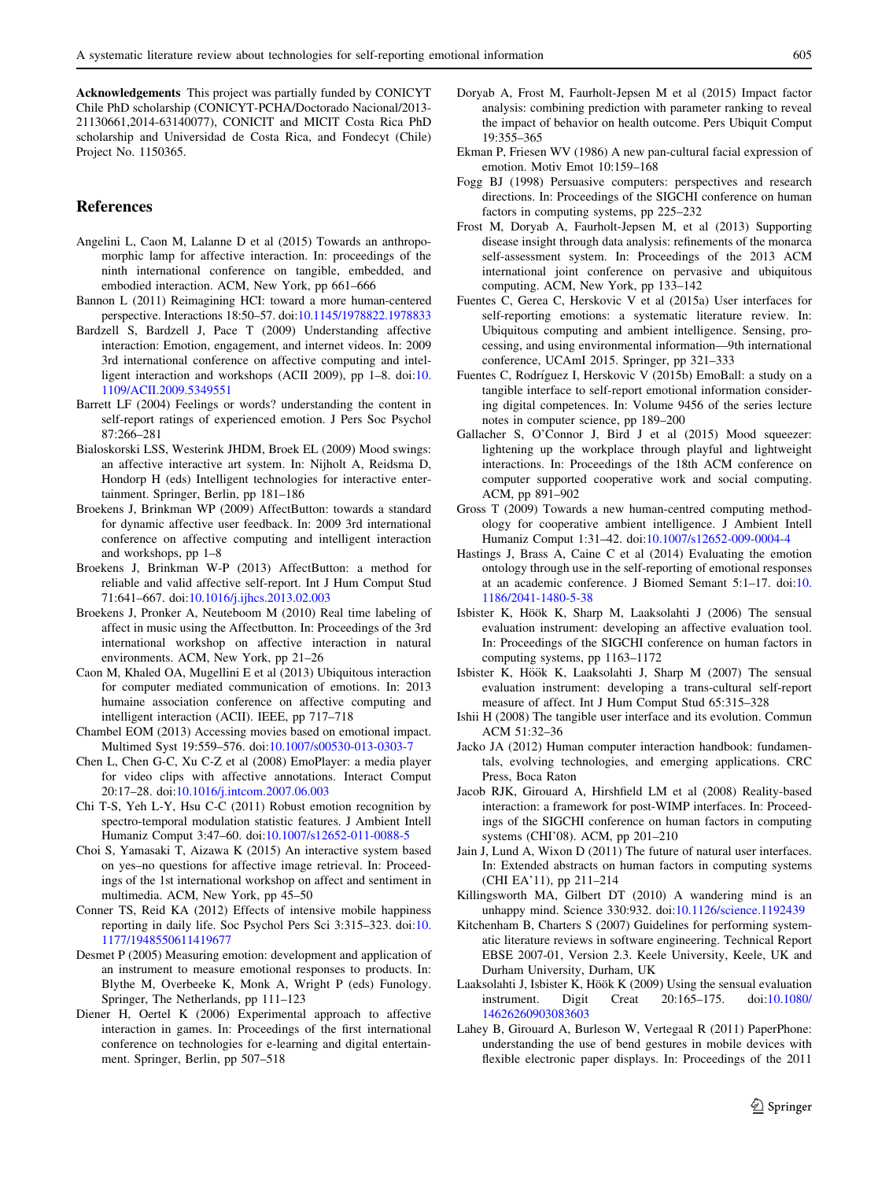**Acknowledgements** This project was partially funded by CONICYT Chile PhD scholarship (CONICYT-PCHA/Doctorado Nacional/2013-21130661,2014-63140077), CONICIT and MICIT Costa Rica PhD scholarship and Universidad de Costa Rica, and Fondecyt (Chile) Project No. 1150365.

## References

Angelini L, Caon M, Lalanne D et al (2015) Towards an anthropomorphic lamp for affective interaction. In: proceedings of the ninth international conference on tangible, embedded, and embodied interaction. ACM, New York, pp 661–666

Bannon L (2011) Reimagining HCI: toward a more human-centered perspective. Interactions 18:50–57. doi:10.1145/1978822.1978833

Bardzell S, Bardzell J, Pace T (2009) Understanding affective interaction: Emotion, engagement, and internet videos. In: 2009 3rd international conference on affective computing and intelligent interaction and workshops (ACII 2009), pp 1–8. doi:10.1109/ACII.2009.5349551

Barrett LF (2004) Feelings or words? understanding the content in self-report ratings of experienced emotion. J Pers Soc Psychol 87:266–281

Bialoskorski LSS, Westerink JHDM, Broek EL (2009) Mood swings: an affective interactive art system. In: Nijholt A, Reidsma D, Hondorp H (eds) Intelligent technologies for interactive entertainment. Springer, Berlin, pp 181–186

Broekens J, Brinkman WP (2009) AffectButton: towards a standard for dynamic affective user feedback. In: 2009 3rd international conference on affective computing and intelligent interaction and workshops, pp 1–8

Broekens J, Brinkman W-P (2013) AffectButton: a method for reliable and valid affective self-report. Int J Hum Comput Stud 71:641–667. doi:10.1016/j.ijhcs.2013.02.003

Broekens J, Pronker A, Neuteboom M (2010) Real time labeling of affect in music using the Affectbutton. In: Proceedings of the 3rd international workshop on affective interaction in natural environments. ACM, New York, pp 21–26

Caon M, Khaled OA, Mugellini E et al (2013) Ubiquitous interaction for computer mediated communication of emotions. In: 2013 humaine association conference on affective computing and intelligent interaction (ACII). IEEE, pp 717–718

Chambel EOM (2013) Accessing movies based on emotional impact. Multimed Syst 19:559–576. doi:10.1007/s00530-013-0303-7

Chen L, Chen G-C, Xu C-Z et al (2008) EmoPlayer: a media player for video clips with affective annotations. Interact Comput 20:17–28. doi:10.1016/j.intcom.2007.06.003

Chi T-S, Yeh L-Y, Hsu C-C (2011) Robust emotion recognition by spectro-temporal modulation statistic features. J Ambient Intell Humaniz Comput 3:47–60. doi:10.1007/s12652-011-0088-5

Choi S, Yamasaki T, Aizawa K (2015) An interactive system based on yes–no questions for affective image retrieval. In: Proceedings of the 1st international workshop on affect and sentiment in multimedia. ACM, New York, pp 45–50

Conner TS, Reid KA (2012) Effects of intensive mobile happiness reporting in daily life. Soc Psychol Pers Sci 3:315–323. doi:10.1177/1948550611419677

Desmet P (2005) Measuring emotion: development and application of an instrument to measure emotional responses to products. In: Blythe M, Overbeeke K, Monk A, Wright P (eds) Funology. Springer, The Netherlands, pp 111–123

Diener H, Oertel K (2006) Experimental approach to affective interaction in games. In: Proceedings of the first international conference on technologies for e-learning and digital entertainment. Springer, Berlin, pp 507–518

Doryab A, Frost M, Faurholt-Jepsen M et al (2015) Impact factor analysis: combining prediction with parameter ranking to reveal the impact of behavior on health outcome. Pers Ubiquit Comput 19:355–365

Ekman P, Friesen WV (1986) A new pan-cultural facial expression of emotion. Motiv Emot 10:159–168

Fogg BJ (1998) Persuasive computers: perspectives and research directions. In: Proceedings of the SIGCHI conference on human factors in computing systems, pp 225–232

Frost M, Doryab A, Faurholt-Jepsen M, et al (2013) Supporting disease insight through data analysis: refinements of the monarca self-assessment system. In: Proceedings of the 2013 ACM international joint conference on pervasive and ubiquitous computing. ACM, New York, pp 133–142

Fuentes C, Gerea C, Herskovic V et al (2015a) User interfaces for self-reporting emotions: a systematic literature review. In: Ubiquitous computing and ambient intelligence. Sensing, processing, and using environmental information—9th international conference, UCAmI 2015. Springer, pp 321–333

Fuentes C, Rodríguez I, Herskovic V (2015b) EmoBall: a study on a tangible interface to self-report emotional information considering digital competences. In: Volume 9456 of the series lecture notes in computer science, pp 189–200

Gallacher S, O'Connor J, Bird J et al (2015) Mood squeezer: lightening up the workplace through playful and lightweight interactions. In: Proceedings of the 18th ACM conference on computer supported cooperative work and social computing. ACM, pp 891–902

Gross T (2009) Towards a new human-centred computing methodology for cooperative ambient intelligence. J Ambient Intell Humaniz Comput 1:31–42. doi:10.1007/s12652-009-0004-4

Hastings J, Brass A, Caine C et al (2014) Evaluating the emotion ontology through use in the self-reporting of emotional responses at an academic conference. J Biomed Semant 5:1–17. doi:10.1186/2041-1480-5-38

Isbister K, Höök K, Sharp M, Laaksolahti J (2006) The sensual evaluation instrument: developing an affective evaluation tool. In: Proceedings of the SIGCHI conference on human factors in computing systems, pp 1163–1172

Isbister K, Höök K, Laaksolahti J, Sharp M (2007) The sensual evaluation instrument: developing a trans-cultural self-report measure of affect. Int J Hum Comput Stud 65:315–328

Ishii H (2008) The tangible user interface and its evolution. Commun ACM 51:32–36

Jacko JA (2012) Human computer interaction handbook: fundamentals, evolving technologies, and emerging applications. CRC Press, Boca Raton

Jacob RJK, Girouard A, Hirshfield LM et al (2008) Reality-based interaction: a framework for post-WIMP interfaces. In: Proceedings of the SIGCHI conference on human factors in computing systems (CHI'08). ACM, pp 201–210

Jain J, Lund A, Wixon D (2011) The future of natural user interfaces. In: Extended abstracts on human factors in computing systems (CHI EA'11), pp 211–214

Killingsworth MA, Gilbert DT (2010) A wandering mind is an unhappy mind. Science 330:932. doi:10.1126/science.1192439

Kitchenham B, Charters S (2007) Guidelines for performing systematic literature reviews in software engineering. Technical Report EBSE 2007-01, Version 2.3. Keele University, Keele, UK and Durham University, Durham, UK

Laaksolahti J, Isbister K, Höök K (2009) Using the sensual evaluation instrument. Digit Creat 20:165–175. doi:10.1080/14626260903083603

Lahey B, Girouard A, Burleson W, Vertegaal R (2011) PaperPhone: understanding the use of bend gestures in mobile devices with flexible electronic paper displays. In: Proceedings of the 2011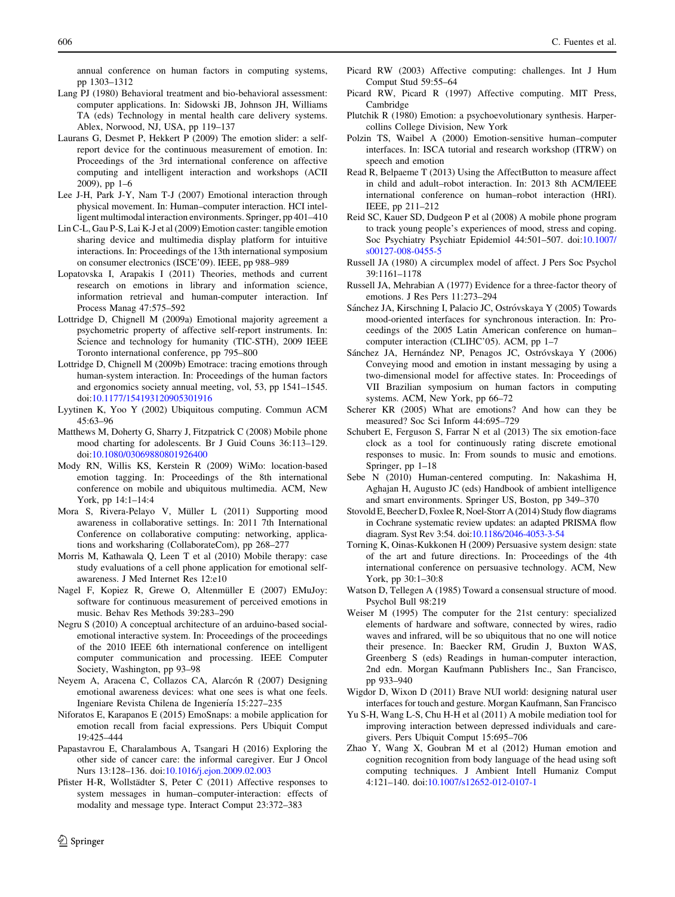annual conference on human factors in computing systems, pp 1303–1312

Lang PJ (1980) Behavioral treatment and bio-behavioral assessment: computer applications. In: Sidowski JB, Johnson JH, Williams TA (eds) Technology in mental health care delivery systems. Ablex, Norwood, NJ, USA, pp 119–137

Laurans G, Desmet P, Hekkert P (2009) The emotion slider: a self-report device for the continuous measurement of emotion. In: Proceedings of the 3rd international conference on affective computing and intelligent interaction and workshops (ACII 2009), pp 1–6

Lee J-H, Park J-Y, Nam T-J (2007) Emotional interaction through physical movement. In: Human–computer interaction. HCI intelligent multimodal interaction environments. Springer, pp 401–410

Lin C-L, Gau P-S, Lai K-J et al (2009) Emotion caster: tangible emotion sharing device and multimedia display platform for intuitive interactions. In: Proceedings of the 13th international symposium on consumer electronics (ISCE'09). IEEE, pp 988–989

Lopatovska I, Arapakis I (2011) Theories, methods and current research on emotions in library and information science, information retrieval and human-computer interaction. Inf Process Manag 47:575–592

Lottridge D, Chignell M (2009a) Emotional majority agreement a psychometric property of affective self-report instruments. In: Science and technology for humanity (TIC-STH), 2009 IEEE Toronto international conference, pp 795–800

Lottridge D, Chignell M (2009b) Emotrace: tracing emotions through human-system interaction. In: Proceedings of the human factors and ergonomics society annual meeting, vol, 53, pp 1541–1545. doi:10.1177/154193120905301916

Lyytinen K, Yoo Y (2002) Ubiquitous computing. Commun ACM 45:63–96

Matthews M, Doherty G, Sharry J, Fitzpatrick C (2008) Mobile phone mood charting for adolescents. Br J Guid Couns 36:113–129. doi:10.1080/03069880801926400

Mody RN, Willis KS, Kerstein R (2009) WiMo: location-based emotion tagging. In: Proceedings of the 8th international conference on mobile and ubiquitous multimedia. ACM, New York, pp 14:1–14:4

Mora S, Rivera-Pelayo V, Müller L (2011) Supporting mood awareness in collaborative settings. In: 2011 7th International Conference on collaborative computing: networking, applications and worksharing (CollaborateCom), pp 268–277

Morris M, Kathawala Q, Leen T et al (2010) Mobile therapy: case study evaluations of a cell phone application for emotional self-awareness. J Med Internet Res 12:e10

Nagel F, Kopiez R, Grewe O, Altenmüller E (2007) EMuJoy: software for continuous measurement of perceived emotions in music. Behav Res Methods 39:283–290

Negru S (2010) A conceptual architecture of an arduino-based social-emotional interactive system. In: Proceedings of the proceedings of the 2010 IEEE 6th international conference on intelligent computer communication and processing. IEEE Computer Society, Washington, pp 93–98

Neyem A, Aracena C, Collazos CA, Alarcón R (2007) Designing emotional awareness devices: what one sees is what one feels. Ingeniare Revista Chilena de Ingeniería 15:227–235

Niforatos E, Karapanos E (2015) EmoSnaps: a mobile application for emotion recall from facial expressions. Pers Ubiquit Comput 19:425–444

Papastavrou E, Charalambous A, Tsangari H (2016) Exploring the other side of cancer care: the informal caregiver. Eur J Oncol Nurs 13:128–136. doi:10.1016/j.ejon.2009.02.003

Pfister H-R, Wollstädter S, Peter C (2011) Affective responses to system messages in human–computer-interaction: effects of modality and message type. Interact Comput 23:372–383

Picard RW (2003) Affective computing: challenges. Int J Hum Comput Stud 59:55–64

Picard RW, Picard R (1997) Affective computing. MIT Press, Cambridge

Plutchik R (1980) Emotion: a psychoevolutionary synthesis. Harpercollins College Division, New York

Polzin TS, Waibel A (2000) Emotion-sensitive human–computer interfaces. In: ISCA tutorial and research workshop (ITRW) on speech and emotion

Read R, Belpaeme T (2013) Using the AffectButton to measure affect in child and adult–robot interaction. In: 2013 8th ACM/IEEE international conference on human–robot interaction (HRI). IEEE, pp 211–212

Reid SC, Kauer SD, Dudgeon P et al (2008) A mobile phone program to track young people's experiences of mood, stress and coping. Soc Psychiatry Psychiatr Epidemiol 44:501–507. doi:10.1007/s00127-008-0455-5

Russell JA (1980) A circumplex model of affect. J Pers Soc Psychol 39:1161–1178

Russell JA, Mehrabian A (1977) Evidence for a three-factor theory of emotions. J Res Pers 11:273–294

Sánchez JA, Kirschning I, Palacio JC, Ostróvskaya Y (2005) Towards mood-oriented interfaces for synchronous interaction. In: Proceedings of the 2005 Latin American conference on human–computer interaction (CLIHC'05). ACM, pp 1–7

Sánchez JA, Hernández NP, Penagos JC, Ostróvskaya Y (2006) Conveying mood and emotion in instant messaging by using a two-dimensional model for affective states. In: Proceedings of VII Brazilian symposium on human factors in computing systems. ACM, New York, pp 66–72

Scherer KR (2005) What are emotions? And how can they be measured? Soc Sci Inform 44:695–729

Schubert E, Ferguson S, Farrar N et al (2013) The six emotion-face clock as a tool for continuously rating discrete emotional responses to music. In: From sounds to music and emotions. Springer, pp 1–18

Sebe N (2010) Human-centered computing. In: Nakashima H, Aghajan H, Augusto JC (eds) Handbook of ambient intelligence and smart environments. Springer US, Boston, pp 349–370

Stovold E, Beecher D, Foxlee R, Noel-Storr A (2014) Study flow diagrams in Cochrane systematic review updates: an adapted PRISMA flow diagram. Syst Rev 3:54. doi:10.1186/2046-4053-3-54

Torning K, Oinas-Kukkonen H (2009) Persuasive system design: state of the art and future directions. In: Proceedings of the 4th international conference on persuasive technology. ACM, New York, pp 30:1–30:8

Watson D, Tellegen A (1985) Toward a consensual structure of mood. Psychol Bull 98:219

Weiser M (1995) The computer for the 21st century: specialized elements of hardware and software, connected by wires, radio waves and infrared, will be so ubiquitous that no one will notice their presence. In: Baecker RM, Grudin J, Buxton WAS, Greenberg S (eds) Readings in human-computer interaction, 2nd edn. Morgan Kaufmann Publishers Inc., San Francisco, pp 933–940

Wigdor D, Wixon D (2011) Brave NUI world: designing natural user interfaces for touch and gesture. Morgan Kaufmann, San Francisco

Yu S-H, Wang L-S, Chu H-H et al (2011) A mobile mediation tool for improving interaction between depressed individuals and caregivers. Pers Ubiquit Comput 15:695–706

Zhao Y, Wang X, Goubran M et al (2012) Human emotion and cognition recognition from body language of the head using soft computing techniques. J Ambient Intell Humaniz Comput 4:121–140. doi:10.1007/s12652-012-0107-1